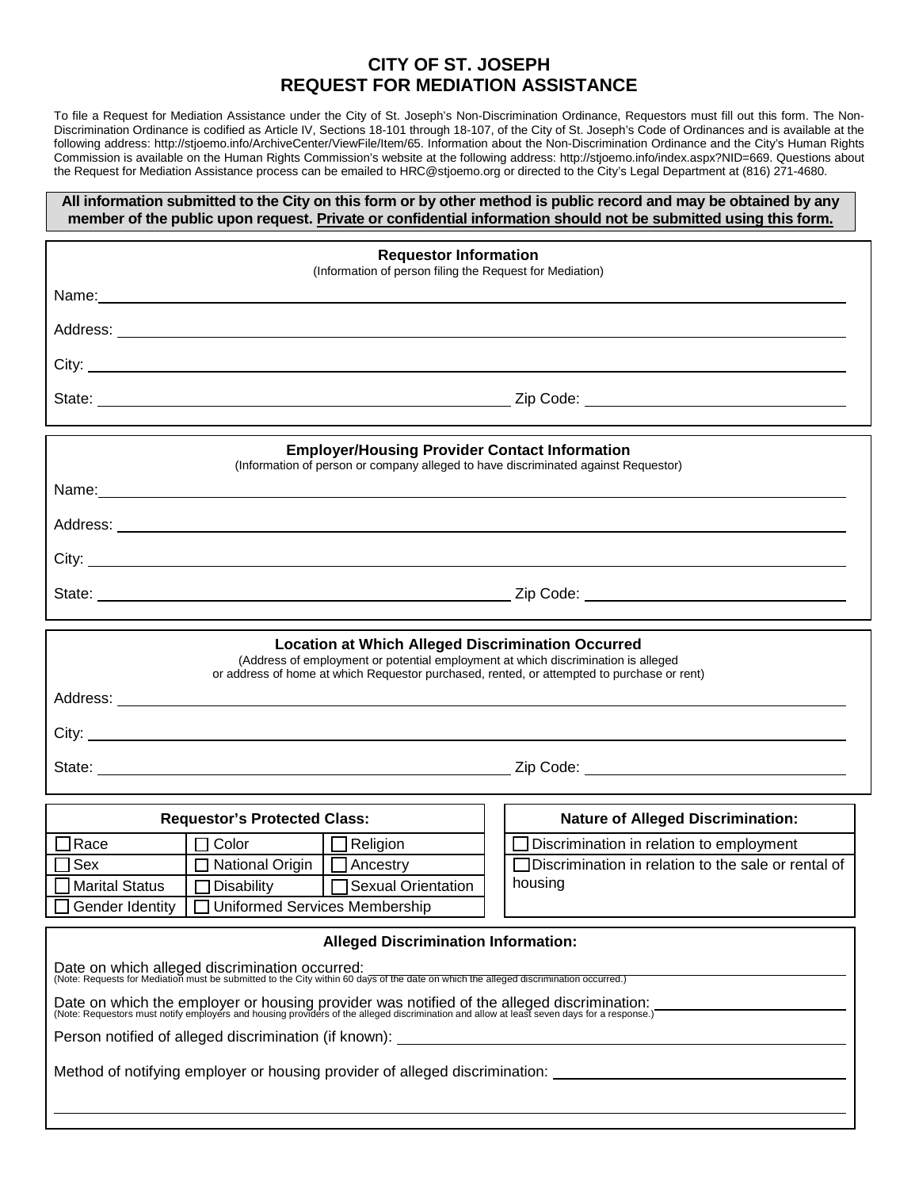# CITY OF ST. JOSEPH
# REQUEST FOR MEDIATION ASSISTANCE

To file a Request for Mediation Assistance under the City of St. Joseph's Non-Discrimination Ordinance, Requestors must fill out this form. The Non-Discrimination Ordinance is codified as Article IV, Sections 18-101 through 18-107, of the City of St. Joseph's Code of Ordinances and is available at the following address: http://stjoemo.info/ArchiveCenter/ViewFile/Item/65. Information about the Non-Discrimination Ordinance and the City's Human Rights Commission is available on the Human Rights Commission's website at the following address: http://stjoemo.info/index.aspx?NID=669. Questions about the Request for Mediation Assistance process can be emailed to HRC@stjoemo.org or directed to the City's Legal Department at (816) 271-4680.

**All information submitted to the City on this form or by other method is public record and may be obtained by any member of the public upon request. Private or confidential information should not be submitted using this form.**

## Requestor Information

(Information of person filing the Request for Mediation)

Name: ____________________

Address: ____________________

City: ____________________

State: ____________________ Zip Code: ____________________

## Employer/Housing Provider Contact Information

(Information of person or company alleged to have discriminated against Requestor)

Name: ____________________

Address: ____________________

City: ____________________

State: ____________________ Zip Code: ____________________

## Location at Which Alleged Discrimination Occurred

(Address of employment or potential employment at which discrimination is alleged or address of home at which Requestor purchased, rented, or attempted to purchase or rent)

Address: ____________________

City: ____________________

State: ____________________ Zip Code: ____________________

| Requestor's Protected Class: | | |
|---|---|---|
| ☐ Race | ☐ Color | ☐ Religion |
| ☐ Sex | ☐ National Origin | ☐ Ancestry |
| ☐ Marital Status | ☐ Disability | ☐ Sexual Orientation |
| ☐ Gender Identity | ☐ Uniformed Services Membership | |

| Nature of Alleged Discrimination: |
|---|
| ☐ Discrimination in relation to employment |
| ☐ Discrimination in relation to the sale or rental of housing |

## Alleged Discrimination Information:

Date on which alleged discrimination occurred: ____________________
(Note: Requests for Mediation must be submitted to the City within 60 days of the date on which the alleged discrimination occurred.)

Date on which the employer or housing provider was notified of the alleged discrimination: ____________________
(Note: Requestors must notify employers and housing providers of the alleged discrimination and allow at least seven days for a response.)

Person notified of alleged discrimination (if known): ____________________

Method of notifying employer or housing provider of alleged discrimination: ____________________

____________________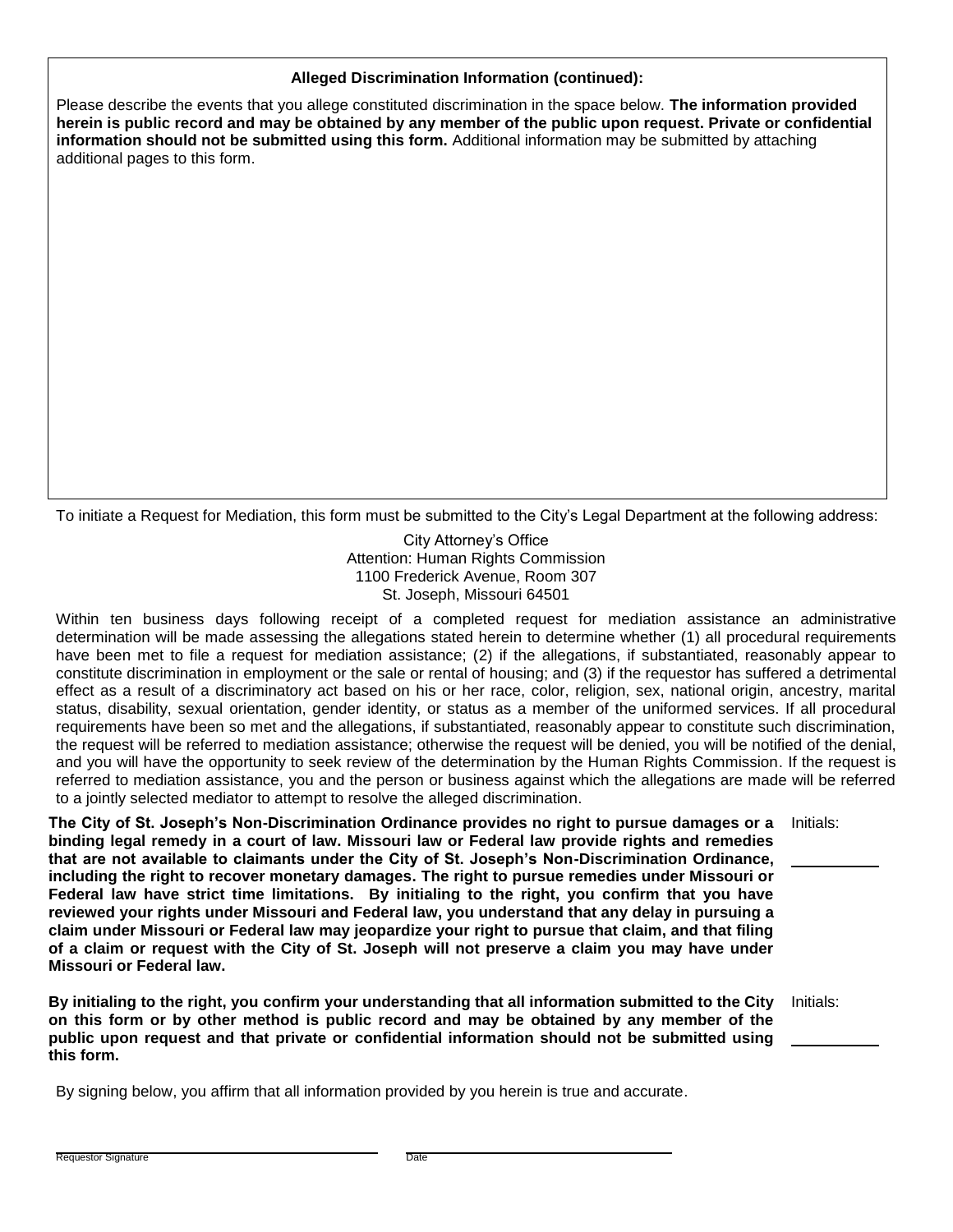**Alleged Discrimination Information (continued):**

Please describe the events that you allege constituted discrimination in the space below. **The information provided herein is public record and may be obtained by any member of the public upon request. Private or confidential information should not be submitted using this form.** Additional information may be submitted by attaching additional pages to this form.

To initiate a Request for Mediation, this form must be submitted to the City's Legal Department at the following address:

City Attorney's Office
Attention: Human Rights Commission
1100 Frederick Avenue, Room 307
St. Joseph, Missouri 64501

Within ten business days following receipt of a completed request for mediation assistance an administrative determination will be made assessing the allegations stated herein to determine whether (1) all procedural requirements have been met to file a request for mediation assistance; (2) if the allegations, if substantiated, reasonably appear to constitute discrimination in employment or the sale or rental of housing; and (3) if the requestor has suffered a detrimental effect as a result of a discriminatory act based on his or her race, color, religion, sex, national origin, ancestry, marital status, disability, sexual orientation, gender identity, or status as a member of the uniformed services. If all procedural requirements have been so met and the allegations, if substantiated, reasonably appear to constitute such discrimination, the request will be referred to mediation assistance; otherwise the request will be denied, you will be notified of the denial, and you will have the opportunity to seek review of the determination by the Human Rights Commission. If the request is referred to mediation assistance, you and the person or business against which the allegations are made will be referred to a jointly selected mediator to attempt to resolve the alleged discrimination.

**The City of St. Joseph's Non-Discrimination Ordinance provides no right to pursue damages or a binding legal remedy in a court of law. Missouri law or Federal law provide rights and remedies that are not available to claimants under the City of St. Joseph's Non-Discrimination Ordinance, including the right to recover monetary damages. The right to pursue remedies under Missouri or Federal law have strict time limitations. By initialing to the right, you confirm that you have reviewed your rights under Missouri and Federal law, you understand that any delay in pursuing a claim under Missouri or Federal law may jeopardize your right to pursue that claim, and that filing of a claim or request with the City of St. Joseph will not preserve a claim you may have under Missouri or Federal law.**

Initials: ____________

**By initialing to the right, you confirm your understanding that all information submitted to the City on this form or by other method is public record and may be obtained by any member of the public upon request and that private or confidential information should not be submitted using this form.**

Initials: ____________

By signing below, you affirm that all information provided by you herein is true and accurate.

______________________________ ______________________________
Requestor Signature Date